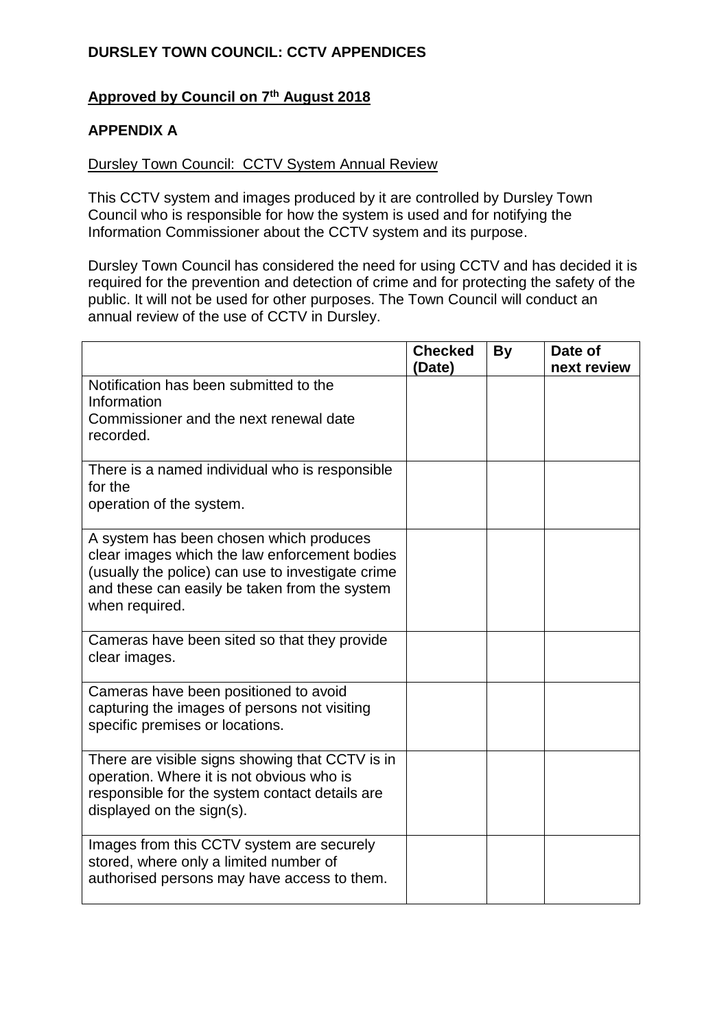**DURSLEY TOWN COUNCIL: CCTV APPENDICES**

**Approved by Council on 7th August 2018**

**APPENDIX A**

Dursley Town Council: CCTV System Annual Review

This CCTV system and images produced by it are controlled by Dursley Town Council who is responsible for how the system is used and for notifying the Information Commissioner about the CCTV system and its purpose.

Dursley Town Council has considered the need for using CCTV and has decided it is required for the prevention and detection of crime and for protecting the safety of the public. It will not be used for other purposes. The Town Council will conduct an annual review of the use of CCTV in Dursley.

| | **Checked (Date)** | **By** | **Date of next review** |
|---|---|---|---|
| Notification has been submitted to the Information Commissioner and the next renewal date recorded. | | | |
| There is a named individual who is responsible for the operation of the system. | | | |
| A system has been chosen which produces clear images which the law enforcement bodies (usually the police) can use to investigate crime and these can easily be taken from the system when required. | | | |
| Cameras have been sited so that they provide clear images. | | | |
| Cameras have been positioned to avoid capturing the images of persons not visiting specific premises or locations. | | | |
| There are visible signs showing that CCTV is in operation. Where it is not obvious who is responsible for the system contact details are displayed on the sign(s). | | | |
| Images from this CCTV system are securely stored, where only a limited number of authorised persons may have access to them. | | | |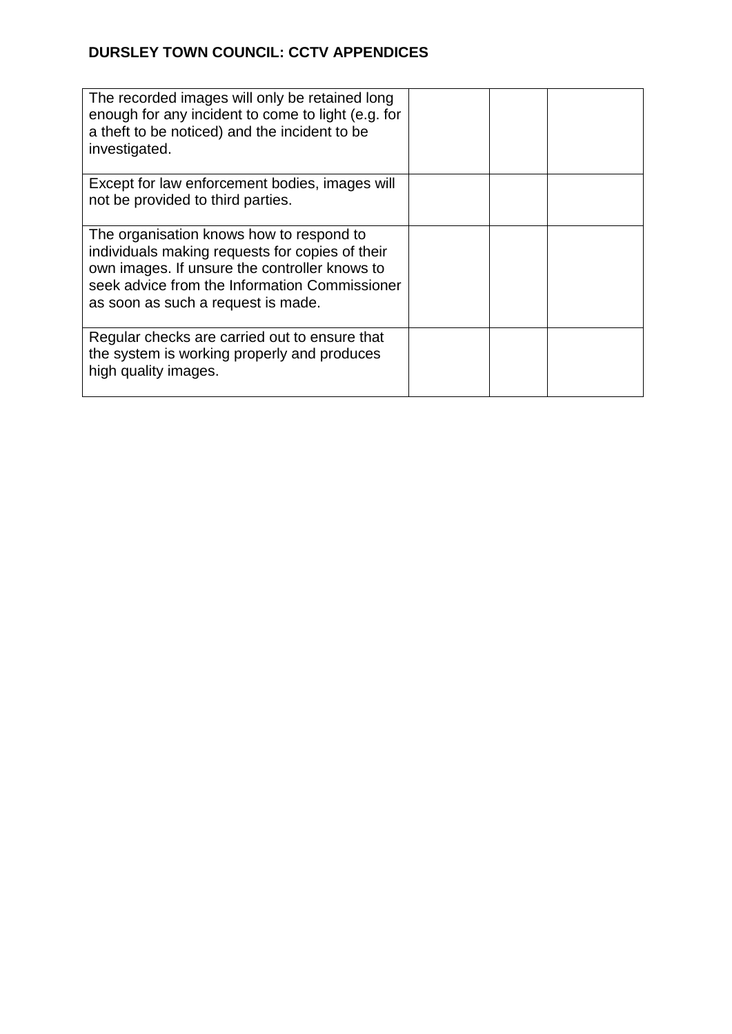| | | | |
|---|---|---|---|
| The recorded images will only be retained long enough for any incident to come to light (e.g. for a theft to be noticed) and the incident to be investigated. | | | |
| Except for law enforcement bodies, images will not be provided to third parties. | | | |
| The organisation knows how to respond to individuals making requests for copies of their own images. If unsure the controller knows to seek advice from the Information Commissioner as soon as such a request is made. | | | |
| Regular checks are carried out to ensure that the system is working properly and produces high quality images. | | | |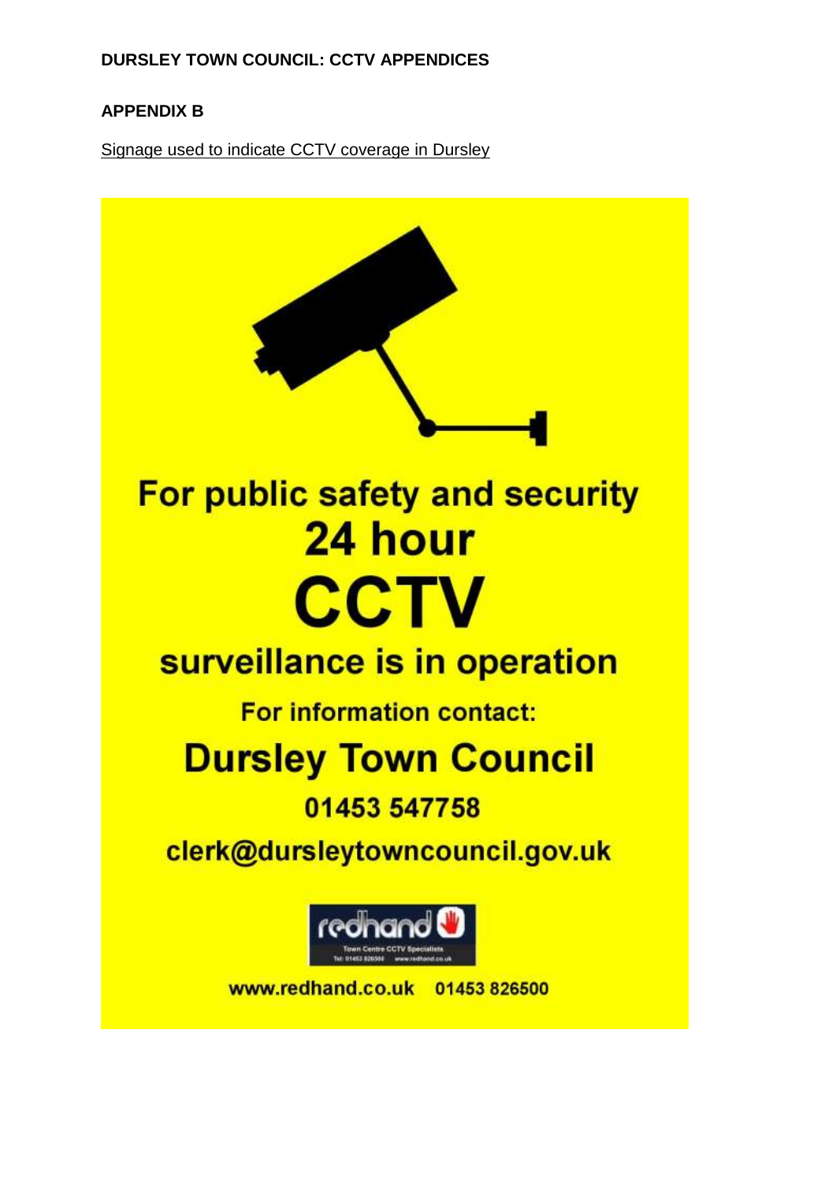**DURSLEY TOWN COUNCIL: CCTV APPENDICES**

**APPENDIX B**

Signage used to indicate CCTV coverage in Dursley

For public safety and security

24 hour

CCTV

surveillance is in operation

For information contact:

Dursley Town Council

01453 547758

clerk@dursleytowncouncil.gov.uk

redhand

Town Centre CCTV Specialists

Tel: 01453 826500 www.redhand.co.uk

www.redhand.co.uk 01453 826500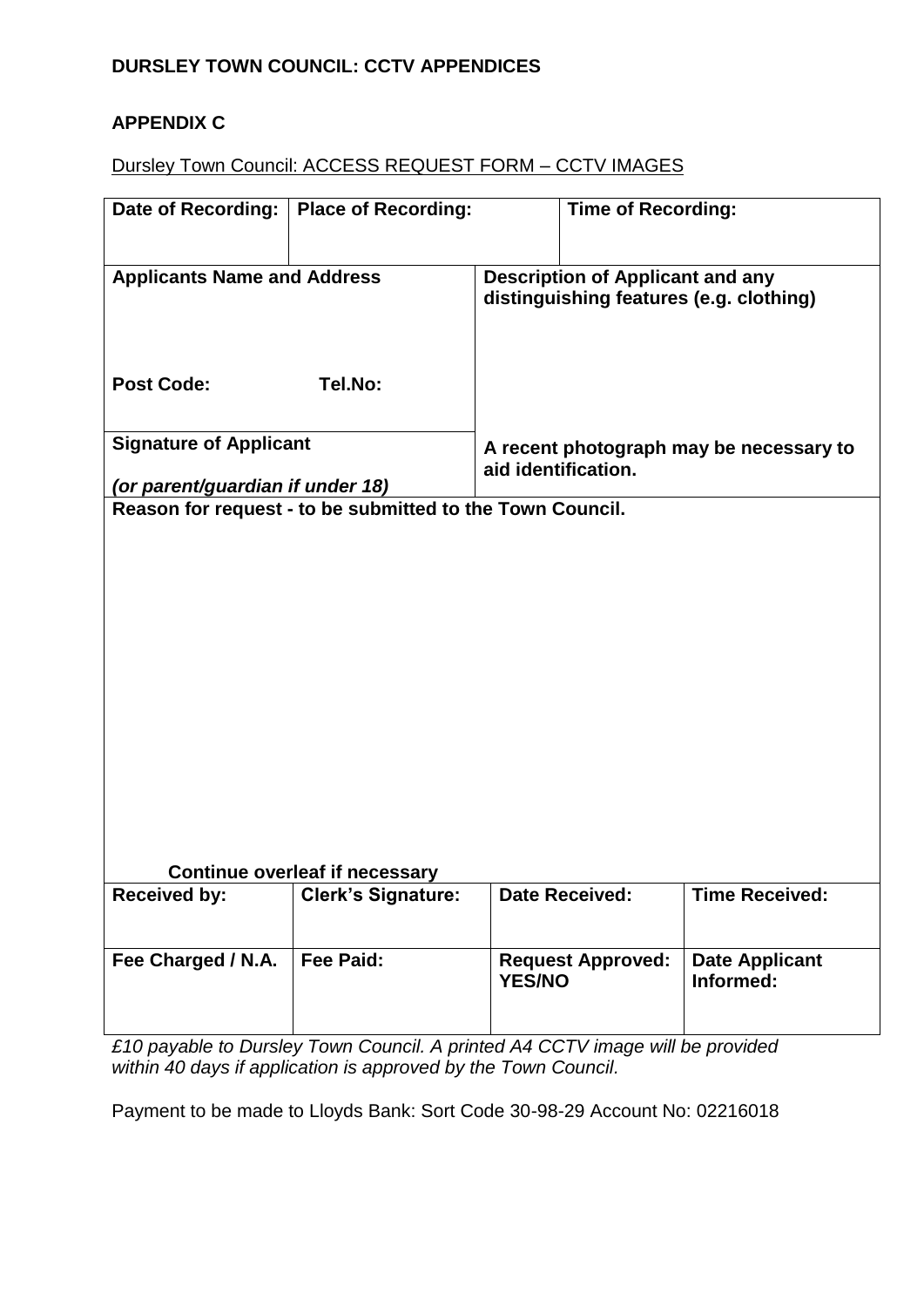**DURSLEY TOWN COUNCIL: CCTV APPENDICES**

**APPENDIX C**

Dursley Town Council: ACCESS REQUEST FORM – CCTV IMAGES

| **Date of Recording:** | **Place of Recording:** | | **Time of Recording:** |
|---|---|---|---|
| **Applicants Name and Address**<br><br>**Post Code:** **Tel.No:** | | **Description of Applicant and any distinguishing features (e.g. clothing)** | |
| **Signature of Applicant**<br>***(or parent/guardian if under 18)*** | | **A recent photograph may be necessary to aid identification.** | |
| **Reason for request - to be submitted to the Town Council.**<br><br>**Continue overleaf if necessary** | | | |

| **Received by:** | **Clerk's Signature:** | **Date Received:** | **Time Received:** |
|---|---|---|---|
| **Fee Charged / N.A.** | **Fee Paid:** | **Request Approved: YES/NO** | **Date Applicant Informed:** |

*£10 payable to Dursley Town Council. A printed A4 CCTV image will be provided within 40 days if application is approved by the Town Council.*

Payment to be made to Lloyds Bank: Sort Code 30-98-29 Account No: 02216018